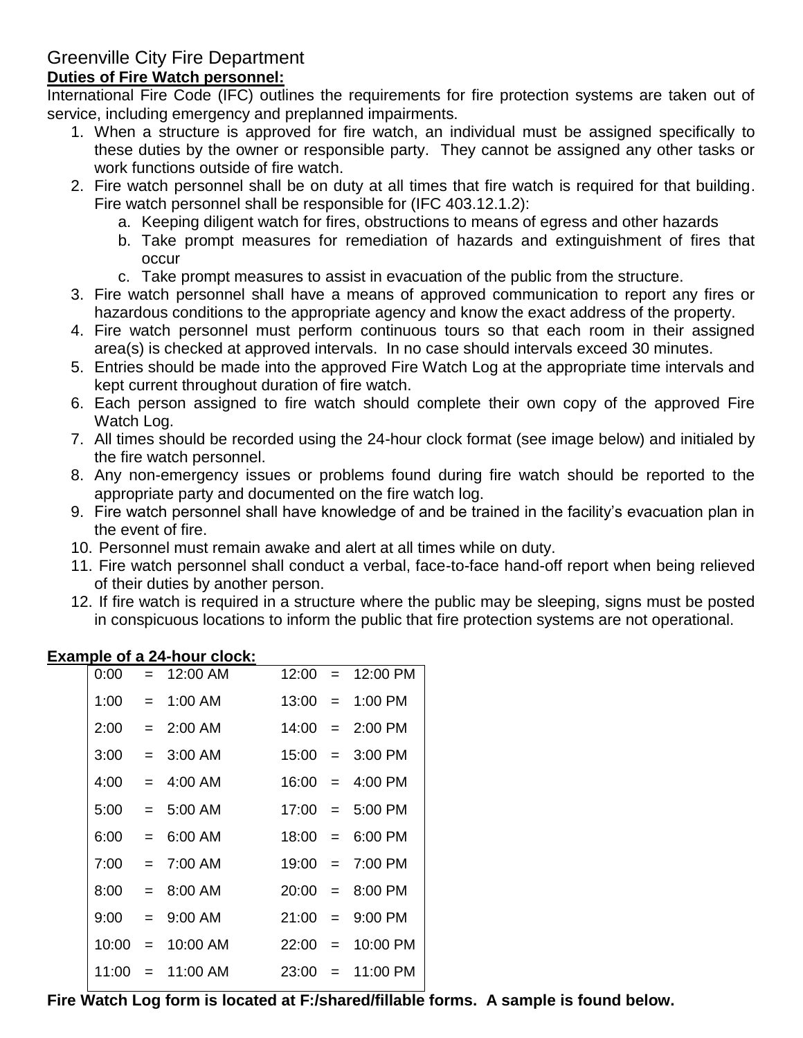Greenville City Fire Department

**Duties of Fire Watch personnel:**

International Fire Code (IFC) outlines the requirements for fire protection systems are taken out of service, including emergency and preplanned impairments.

1. When a structure is approved for fire watch, an individual must be assigned specifically to these duties by the owner or responsible party. They cannot be assigned any other tasks or work functions outside of fire watch.
2. Fire watch personnel shall be on duty at all times that fire watch is required for that building. Fire watch personnel shall be responsible for (IFC 403.12.1.2):
   a. Keeping diligent watch for fires, obstructions to means of egress and other hazards
   b. Take prompt measures for remediation of hazards and extinguishment of fires that occur
   c. Take prompt measures to assist in evacuation of the public from the structure.
3. Fire watch personnel shall have a means of approved communication to report any fires or hazardous conditions to the appropriate agency and know the exact address of the property.
4. Fire watch personnel must perform continuous tours so that each room in their assigned area(s) is checked at approved intervals. In no case should intervals exceed 30 minutes.
5. Entries should be made into the approved Fire Watch Log at the appropriate time intervals and kept current throughout duration of fire watch.
6. Each person assigned to fire watch should complete their own copy of the approved Fire Watch Log.
7. All times should be recorded using the 24-hour clock format (see image below) and initialed by the fire watch personnel.
8. Any non-emergency issues or problems found during fire watch should be reported to the appropriate party and documented on the fire watch log.
9. Fire watch personnel shall have knowledge of and be trained in the facility's evacuation plan in the event of fire.
10. Personnel must remain awake and alert at all times while on duty.
11. Fire watch personnel shall conduct a verbal, face-to-face hand-off report when being relieved of their duties by another person.
12. If fire watch is required in a structure where the public may be sleeping, signs must be posted in conspicuous locations to inform the public that fire protection systems are not operational.

**Example of a 24-hour clock:**

| | | | | | |
|---|---|---|---|---|---|
| 0:00 | = | 12:00 AM | 12:00 | = | 12:00 PM |
| 1:00 | = | 1:00 AM | 13:00 | = | 1:00 PM |
| 2:00 | = | 2:00 AM | 14:00 | = | 2:00 PM |
| 3:00 | = | 3:00 AM | 15:00 | = | 3:00 PM |
| 4:00 | = | 4:00 AM | 16:00 | = | 4:00 PM |
| 5:00 | = | 5:00 AM | 17:00 | = | 5:00 PM |
| 6:00 | = | 6:00 AM | 18:00 | = | 6:00 PM |
| 7:00 | = | 7:00 AM | 19:00 | = | 7:00 PM |
| 8:00 | = | 8:00 AM | 20:00 | = | 8:00 PM |
| 9:00 | = | 9:00 AM | 21:00 | = | 9:00 PM |
| 10:00 | = | 10:00 AM | 22:00 | = | 10:00 PM |
| 11:00 | = | 11:00 AM | 23:00 | = | 11:00 PM |

**Fire Watch Log form is located at F:/shared/fillable forms. A sample is found below.**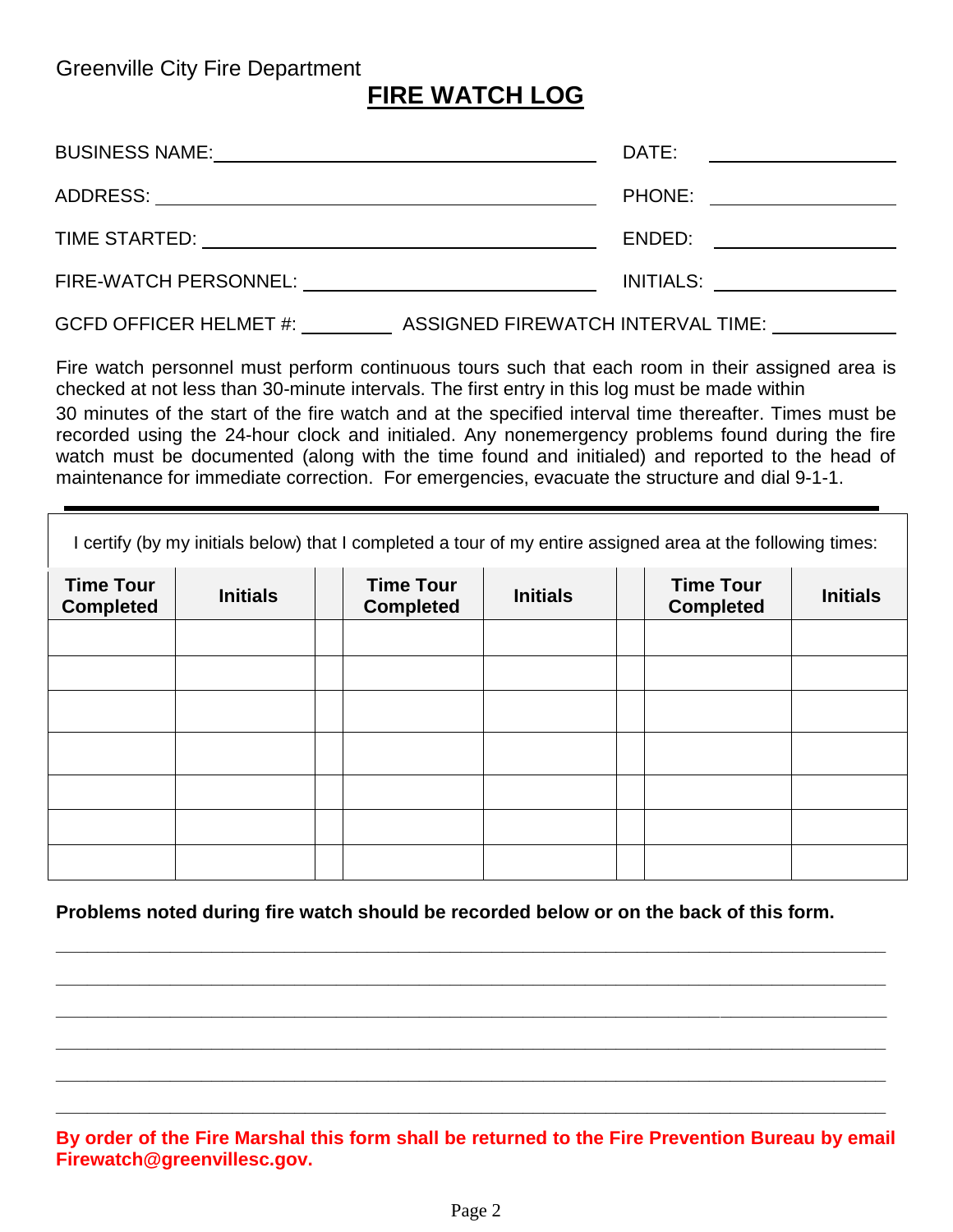Greenville City Fire Department

# FIRE WATCH LOG

BUSINESS NAME: ______________________________ DATE: ______________

ADDRESS: ______________________________ PHONE: ______________

TIME STARTED: ______________________________ ENDED: ______________

FIRE-WATCH PERSONNEL: ______________________________ INITIALS: ______________

GCFD OFFICER HELMET #: __________ ASSIGNED FIREWATCH INTERVAL TIME: ______________

Fire watch personnel must perform continuous tours such that each room in their assigned area is checked at not less than 30-minute intervals. The first entry in this log must be made within 30 minutes of the start of the fire watch and at the specified interval time thereafter. Times must be recorded using the 24-hour clock and initialed. Any nonemergency problems found during the fire watch must be documented (along with the time found and initialed) and reported to the head of maintenance for immediate correction. For emergencies, evacuate the structure and dial 9-1-1.

I certify (by my initials below) that I completed a tour of my entire assigned area at the following times:

| Time Tour Completed | Initials | | Time Tour Completed | Initials | | Time Tour Completed | Initials |
|---|---|---|---|---|---|---|---|
| | | | | | | | |
| | | | | | | | |
| | | | | | | | |
| | | | | | | | |
| | | | | | | | |
| | | | | | | | |
| | | | | | | | |

**Problems noted during fire watch should be recorded below or on the back of this form.**

______________________________________________________________________________

______________________________________________________________________________

______________________________________________________________________________

______________________________________________________________________________

______________________________________________________________________________

______________________________________________________________________________

**By order of the Fire Marshal this form shall be returned to the Fire Prevention Bureau by email Firewatch@greenvillesc.gov.**